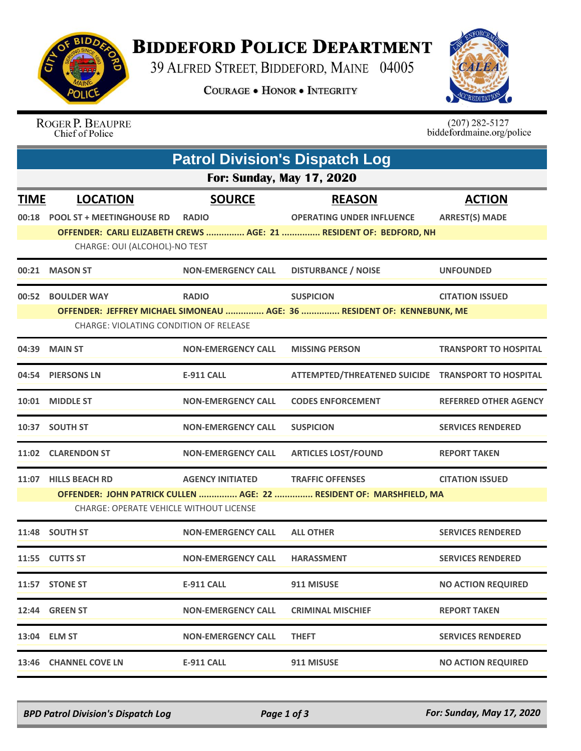# Biddeford Police Department

39 Alfred Street, Biddeford, Maine 04005

Courage • Honor • Integrity

Roger P. Beaupre
Chief of Police

(207) 282-5127
biddefordmaine.org/police

## Patrol Division's Dispatch Log

### For: Sunday, May 17, 2020

| TIME | LOCATION | SOURCE | REASON | ACTION |
|---|---|---|---|---|
| 00:18 | POOL ST + MEETINGHOUSE RD | RADIO | OPERATING UNDER INFLUENCE | ARREST(S) MADE |
| | OFFENDER: CARLI ELIZABETH CREWS ............... AGE: 21 ............... RESIDENT OF: BEDFORD, NH | | | |
| | CHARGE: OUI (ALCOHOL)-NO TEST | | | |
| 00:21 | MASON ST | NON-EMERGENCY CALL | DISTURBANCE / NOISE | UNFOUNDED |
| 00:52 | BOULDER WAY | RADIO | SUSPICION | CITATION ISSUED |
| | OFFENDER: JEFFREY MICHAEL SIMONEAU ............... AGE: 36 ............... RESIDENT OF: KENNEBUNK, ME | | | |
| | CHARGE: VIOLATING CONDITION OF RELEASE | | | |
| 04:39 | MAIN ST | NON-EMERGENCY CALL | MISSING PERSON | TRANSPORT TO HOSPITAL |
| 04:54 | PIERSONS LN | E-911 CALL | ATTEMPTED/THREATENED SUICIDE | TRANSPORT TO HOSPITAL |
| 10:01 | MIDDLE ST | NON-EMERGENCY CALL | CODES ENFORCEMENT | REFERRED OTHER AGENCY |
| 10:37 | SOUTH ST | NON-EMERGENCY CALL | SUSPICION | SERVICES RENDERED |
| 11:02 | CLARENDON ST | NON-EMERGENCY CALL | ARTICLES LOST/FOUND | REPORT TAKEN |
| 11:07 | HILLS BEACH RD | AGENCY INITIATED | TRAFFIC OFFENSES | CITATION ISSUED |
| | OFFENDER: JOHN PATRICK CULLEN ............... AGE: 22 ............... RESIDENT OF: MARSHFIELD, MA | | | |
| | CHARGE: OPERATE VEHICLE WITHOUT LICENSE | | | |
| 11:48 | SOUTH ST | NON-EMERGENCY CALL | ALL OTHER | SERVICES RENDERED |
| 11:55 | CUTTS ST | NON-EMERGENCY CALL | HARASSMENT | SERVICES RENDERED |
| 11:57 | STONE ST | E-911 CALL | 911 MISUSE | NO ACTION REQUIRED |
| 12:44 | GREEN ST | NON-EMERGENCY CALL | CRIMINAL MISCHIEF | REPORT TAKEN |
| 13:04 | ELM ST | NON-EMERGENCY CALL | THEFT | SERVICES RENDERED |
| 13:46 | CHANNEL COVE LN | E-911 CALL | 911 MISUSE | NO ACTION REQUIRED |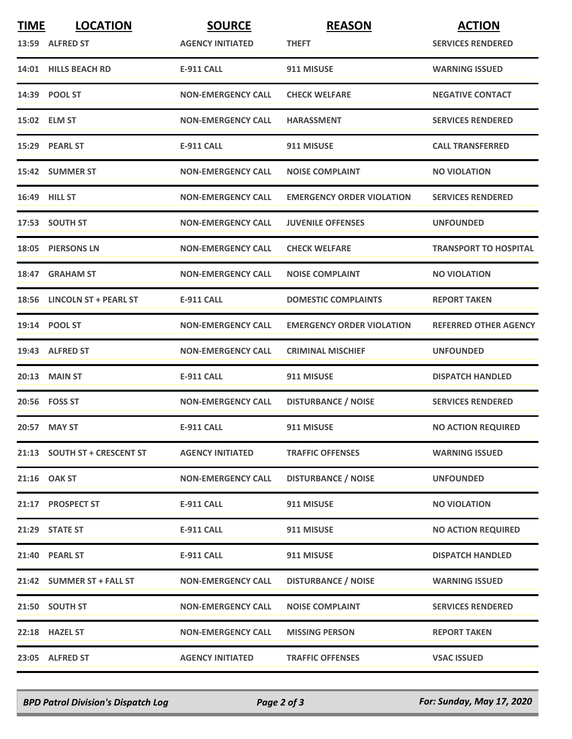| TIME | LOCATION | SOURCE | REASON | ACTION |
| --- | --- | --- | --- | --- |
| 13:59 | ALFRED ST | AGENCY INITIATED | THEFT | SERVICES RENDERED |
| 14:01 | HILLS BEACH RD | E-911 CALL | 911 MISUSE | WARNING ISSUED |
| 14:39 | POOL ST | NON-EMERGENCY CALL | CHECK WELFARE | NEGATIVE CONTACT |
| 15:02 | ELM ST | NON-EMERGENCY CALL | HARASSMENT | SERVICES RENDERED |
| 15:29 | PEARL ST | E-911 CALL | 911 MISUSE | CALL TRANSFERRED |
| 15:42 | SUMMER ST | NON-EMERGENCY CALL | NOISE COMPLAINT | NO VIOLATION |
| 16:49 | HILL ST | NON-EMERGENCY CALL | EMERGENCY ORDER VIOLATION | SERVICES RENDERED |
| 17:53 | SOUTH ST | NON-EMERGENCY CALL | JUVENILE OFFENSES | UNFOUNDED |
| 18:05 | PIERSONS LN | NON-EMERGENCY CALL | CHECK WELFARE | TRANSPORT TO HOSPITAL |
| 18:47 | GRAHAM ST | NON-EMERGENCY CALL | NOISE COMPLAINT | NO VIOLATION |
| 18:56 | LINCOLN ST + PEARL ST | E-911 CALL | DOMESTIC COMPLAINTS | REPORT TAKEN |
| 19:14 | POOL ST | NON-EMERGENCY CALL | EMERGENCY ORDER VIOLATION | REFERRED OTHER AGENCY |
| 19:43 | ALFRED ST | NON-EMERGENCY CALL | CRIMINAL MISCHIEF | UNFOUNDED |
| 20:13 | MAIN ST | E-911 CALL | 911 MISUSE | DISPATCH HANDLED |
| 20:56 | FOSS ST | NON-EMERGENCY CALL | DISTURBANCE / NOISE | SERVICES RENDERED |
| 20:57 | MAY ST | E-911 CALL | 911 MISUSE | NO ACTION REQUIRED |
| 21:13 | SOUTH ST + CRESCENT ST | AGENCY INITIATED | TRAFFIC OFFENSES | WARNING ISSUED |
| 21:16 | OAK ST | NON-EMERGENCY CALL | DISTURBANCE / NOISE | UNFOUNDED |
| 21:17 | PROSPECT ST | E-911 CALL | 911 MISUSE | NO VIOLATION |
| 21:29 | STATE ST | E-911 CALL | 911 MISUSE | NO ACTION REQUIRED |
| 21:40 | PEARL ST | E-911 CALL | 911 MISUSE | DISPATCH HANDLED |
| 21:42 | SUMMER ST + FALL ST | NON-EMERGENCY CALL | DISTURBANCE / NOISE | WARNING ISSUED |
| 21:50 | SOUTH ST | NON-EMERGENCY CALL | NOISE COMPLAINT | SERVICES RENDERED |
| 22:18 | HAZEL ST | NON-EMERGENCY CALL | MISSING PERSON | REPORT TAKEN |
| 23:05 | ALFRED ST | AGENCY INITIATED | TRAFFIC OFFENSES | VSAC ISSUED |

*BPD Patrol Division's Dispatch Log* — *For: Sunday, May 17, 2020*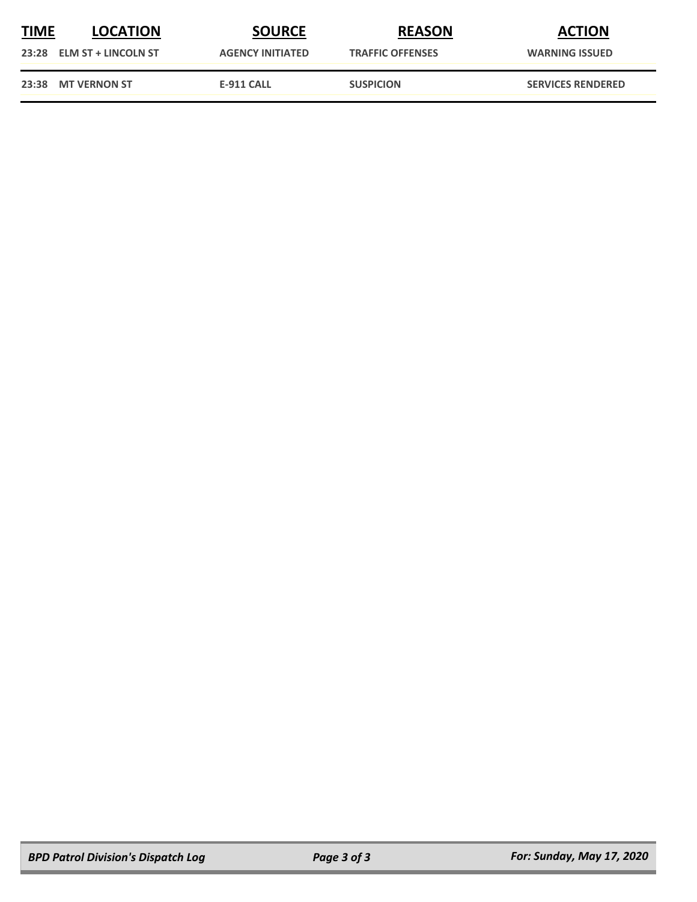| TIME | LOCATION | SOURCE | REASON | ACTION |
|---|---|---|---|---|
| 23:28 | ELM ST + LINCOLN ST | AGENCY INITIATED | TRAFFIC OFFENSES | WARNING ISSUED |
| 23:38 | MT VERNON ST | E-911 CALL | SUSPICION | SERVICES RENDERED |